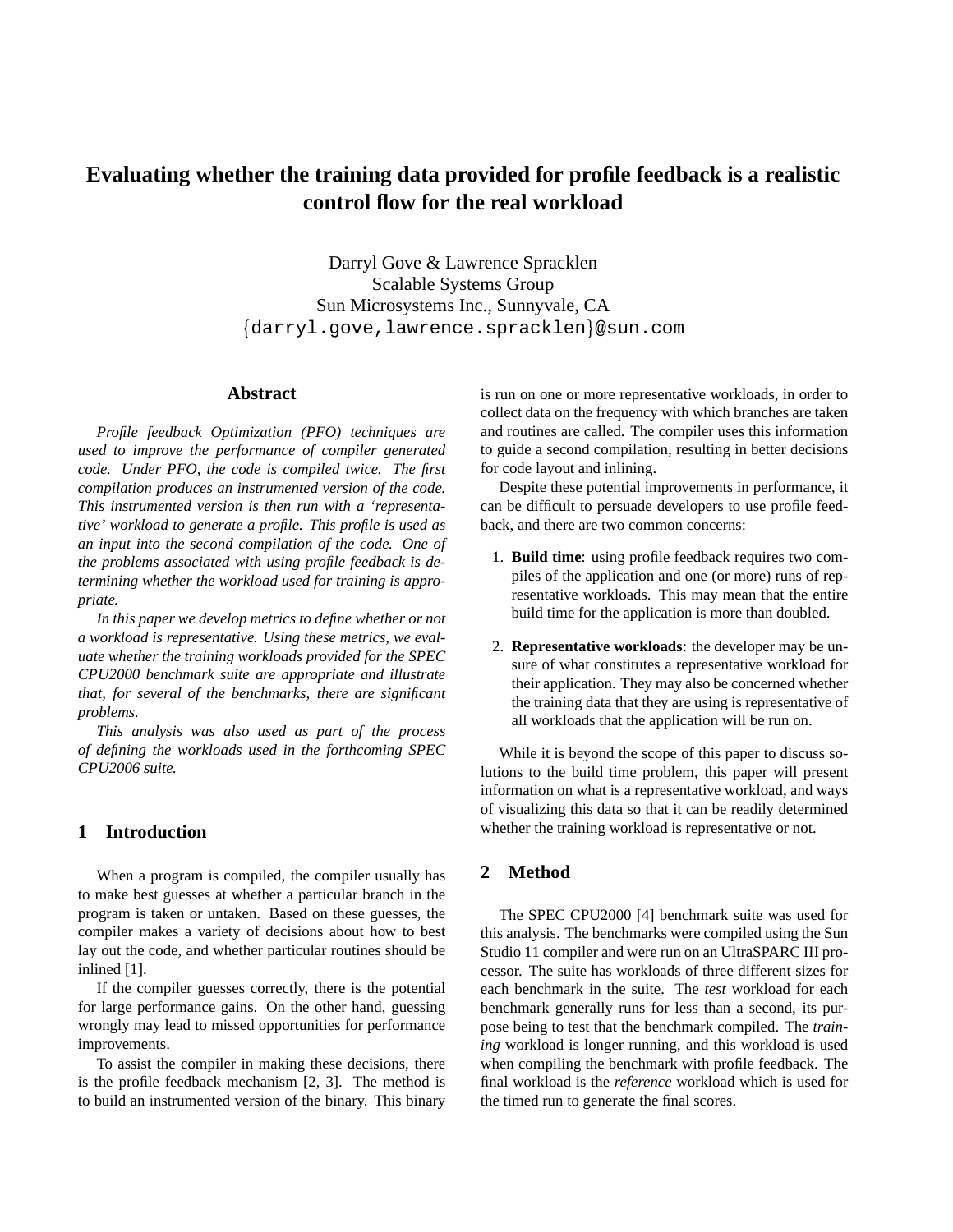# Evaluating whether the training data provided for profile feedback is a realistic control flow for the real workload

Darryl Gove & Lawrence Spracklen
Scalable Systems Group
Sun Microsystems Inc., Sunnyvale, CA
{darryl.gove,lawrence.spracklen}@sun.com

## Abstract

*Profile feedback Optimization (PFO) techniques are used to improve the performance of compiler generated code. Under PFO, the code is compiled twice. The first compilation produces an instrumented version of the code. This instrumented version is then run with a 'representative' workload to generate a profile. This profile is used as an input into the second compilation of the code. One of the problems associated with using profile feedback is determining whether the workload used for training is appropriate.*

*In this paper we develop metrics to define whether or not a workload is representative. Using these metrics, we evaluate whether the training workloads provided for the SPEC CPU2000 benchmark suite are appropriate and illustrate that, for several of the benchmarks, there are significant problems.*

*This analysis was also used as part of the process of defining the workloads used in the forthcoming SPEC CPU2006 suite.*

## 1 Introduction

When a program is compiled, the compiler usually has to make best guesses at whether a particular branch in the program is taken or untaken. Based on these guesses, the compiler makes a variety of decisions about how to best lay out the code, and whether particular routines should be inlined [1].

If the compiler guesses correctly, there is the potential for large performance gains. On the other hand, guessing wrongly may lead to missed opportunities for performance improvements.

To assist the compiler in making these decisions, there is the profile feedback mechanism [2, 3]. The method is to build an instrumented version of the binary. This binary is run on one or more representative workloads, in order to collect data on the frequency with which branches are taken and routines are called. The compiler uses this information to guide a second compilation, resulting in better decisions for code layout and inlining.

Despite these potential improvements in performance, it can be difficult to persuade developers to use profile feedback, and there are two common concerns:

1. **Build time**: using profile feedback requires two compiles of the application and one (or more) runs of representative workloads. This may mean that the entire build time for the application is more than doubled.

2. **Representative workloads**: the developer may be unsure of what constitutes a representative workload for their application. They may also be concerned whether the training data that they are using is representative of all workloads that the application will be run on.

While it is beyond the scope of this paper to discuss solutions to the build time problem, this paper will present information on what is a representative workload, and ways of visualizing this data so that it can be readily determined whether the training workload is representative or not.

## 2 Method

The SPEC CPU2000 [4] benchmark suite was used for this analysis. The benchmarks were compiled using the Sun Studio 11 compiler and were run on an UltraSPARC III processor. The suite has workloads of three different sizes for each benchmark in the suite. The *test* workload for each benchmark generally runs for less than a second, its purpose being to test that the benchmark compiled. The *training* workload is longer running, and this workload is used when compiling the benchmark with profile feedback. The final workload is the *reference* workload which is used for the timed run to generate the final scores.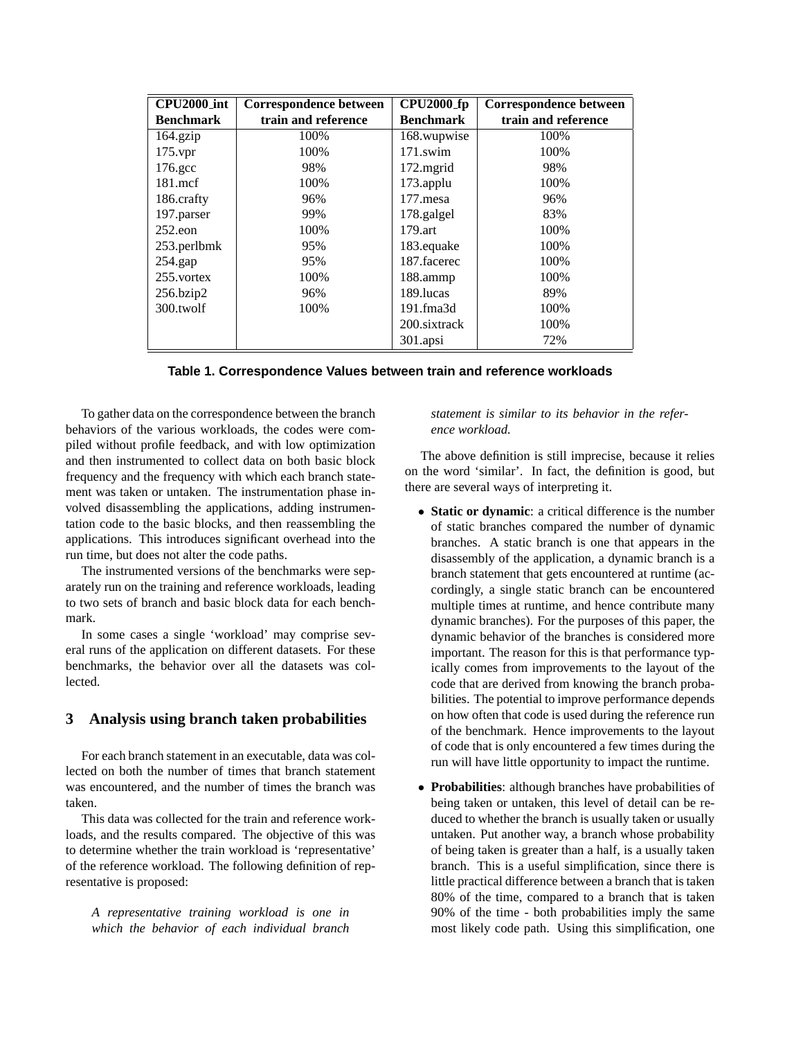| CPU2000_int Benchmark | Correspondence between train and reference | CPU2000_fp Benchmark | Correspondence between train and reference |
|---|---|---|---|
| 164.gzip | 100% | 168.wupwise | 100% |
| 175.vpr | 100% | 171.swim | 100% |
| 176.gcc | 98% | 172.mgrid | 98% |
| 181.mcf | 100% | 173.applu | 100% |
| 186.crafty | 96% | 177.mesa | 96% |
| 197.parser | 99% | 178.galgel | 83% |
| 252.eon | 100% | 179.art | 100% |
| 253.perlbmk | 95% | 183.equake | 100% |
| 254.gap | 95% | 187.facerec | 100% |
| 255.vortex | 100% | 188.ammp | 100% |
| 256.bzip2 | 96% | 189.lucas | 89% |
| 300.twolf | 100% | 191.fma3d | 100% |
| | | 200.sixtrack | 100% |
| | | 301.apsi | 72% |

**Table 1. Correspondence Values between train and reference workloads**

To gather data on the correspondence between the branch behaviors of the various workloads, the codes were compiled without profile feedback, and with low optimization and then instrumented to collect data on both basic block frequency and the frequency with which each branch statement was taken or untaken. The instrumentation phase involved disassembling the applications, adding instrumentation code to the basic blocks, and then reassembling the applications. This introduces significant overhead into the run time, but does not alter the code paths.

The instrumented versions of the benchmarks were separately run on the training and reference workloads, leading to two sets of branch and basic block data for each benchmark.

In some cases a single 'workload' may comprise several runs of the application on different datasets. For these benchmarks, the behavior over all the datasets was collected.

## 3 Analysis using branch taken probabilities

For each branch statement in an executable, data was collected on both the number of times that branch statement was encountered, and the number of times the branch was taken.

This data was collected for the train and reference workloads, and the results compared. The objective of this was to determine whether the train workload is 'representative' of the reference workload. The following definition of representative is proposed:

*A representative training workload is one in which the behavior of each individual branch statement is similar to its behavior in the reference workload.*

The above definition is still imprecise, because it relies on the word 'similar'. In fact, the definition is good, but there are several ways of interpreting it.

- **Static or dynamic**: a critical difference is the number of static branches compared the number of dynamic branches. A static branch is one that appears in the disassembly of the application, a dynamic branch is a branch statement that gets encountered at runtime (accordingly, a single static branch can be encountered multiple times at runtime, and hence contribute many dynamic branches). For the purposes of this paper, the dynamic behavior of the branches is considered more important. The reason for this is that performance typically comes from improvements to the layout of the code that are derived from knowing the branch probabilities. The potential to improve performance depends on how often that code is used during the reference run of the benchmark. Hence improvements to the layout of code that is only encountered a few times during the run will have little opportunity to impact the runtime.
- **Probabilities**: although branches have probabilities of being taken or untaken, this level of detail can be reduced to whether the branch is usually taken or usually untaken. Put another way, a branch whose probability of being taken is greater than a half, is a usually taken branch. This is a useful simplification, since there is little practical difference between a branch that is taken 80% of the time, compared to a branch that is taken 90% of the time - both probabilities imply the same most likely code path. Using this simplification, one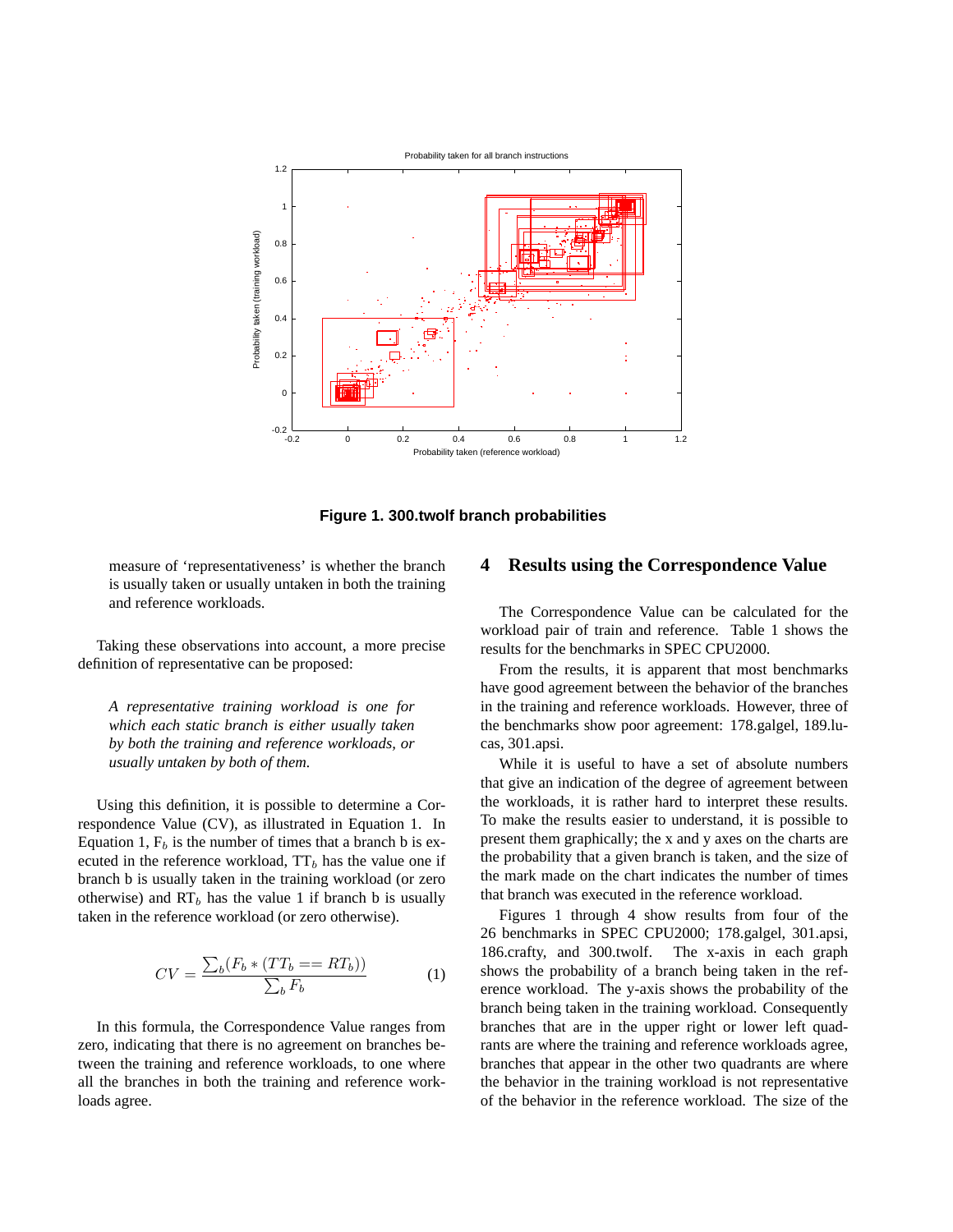Figure 1. 300.twolf branch probabilities

measure of ‘representativeness’ is whether the branch is usually taken or usually untaken in both the training and reference workloads.

Taking these observations into account, a more precise definition of representative can be proposed:

*A representative training workload is one for which each static branch is either usually taken by both the training and reference workloads, or usually untaken by both of them.*

Using this definition, it is possible to determine a Correspondence Value (CV), as illustrated in Equation 1. In Equation 1, $F_b$ is the number of times that a branch b is executed in the reference workload, $TT_b$ has the value one if branch b is usually taken in the training workload (or zero otherwise) and $RT_b$ has the value 1 if branch b is usually taken in the reference workload (or zero otherwise).

$$CV = \frac{\sum_b (F_b * (TT_b == RT_b))}{\sum_b F_b} \quad (1)$$

In this formula, the Correspondence Value ranges from zero, indicating that there is no agreement on branches between the training and reference workloads, to one where all the branches in both the training and reference workloads agree.

## 4 Results using the Correspondence Value

The Correspondence Value can be calculated for the workload pair of train and reference. Table 1 shows the results for the benchmarks in SPEC CPU2000.

From the results, it is apparent that most benchmarks have good agreement between the behavior of the branches in the training and reference workloads. However, three of the benchmarks show poor agreement: 178.galgel, 189.lucas, 301.apsi.

While it is useful to have a set of absolute numbers that give an indication of the degree of agreement between the workloads, it is rather hard to interpret these results. To make the results easier to understand, it is possible to present them graphically; the x and y axes on the charts are the probability that a given branch is taken, and the size of the mark made on the chart indicates the number of times that branch was executed in the reference workload.

Figures 1 through 4 show results from four of the 26 benchmarks in SPEC CPU2000; 178.galgel, 301.apsi, 186.crafty, and 300.twolf. The x-axis in each graph shows the probability of a branch being taken in the reference workload. The y-axis shows the probability of the branch being taken in the training workload. Consequently branches that are in the upper right or lower left quadrants are where the training and reference workloads agree, branches that appear in the other two quadrants are where the behavior in the training workload is not representative of the behavior in the reference workload. The size of the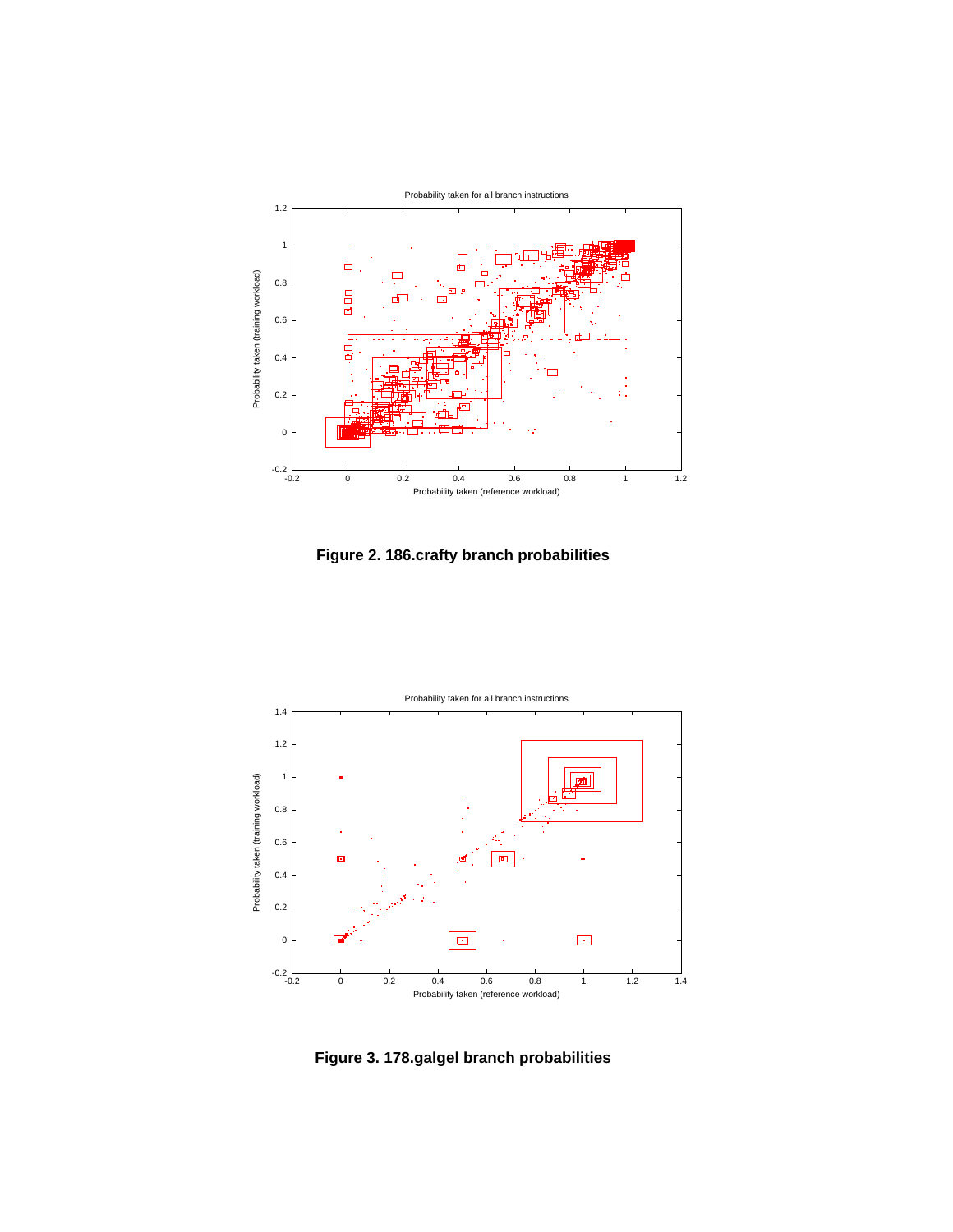Figure 2. 186.crafty branch probabilities

Figure 3. 178.galgel branch probabilities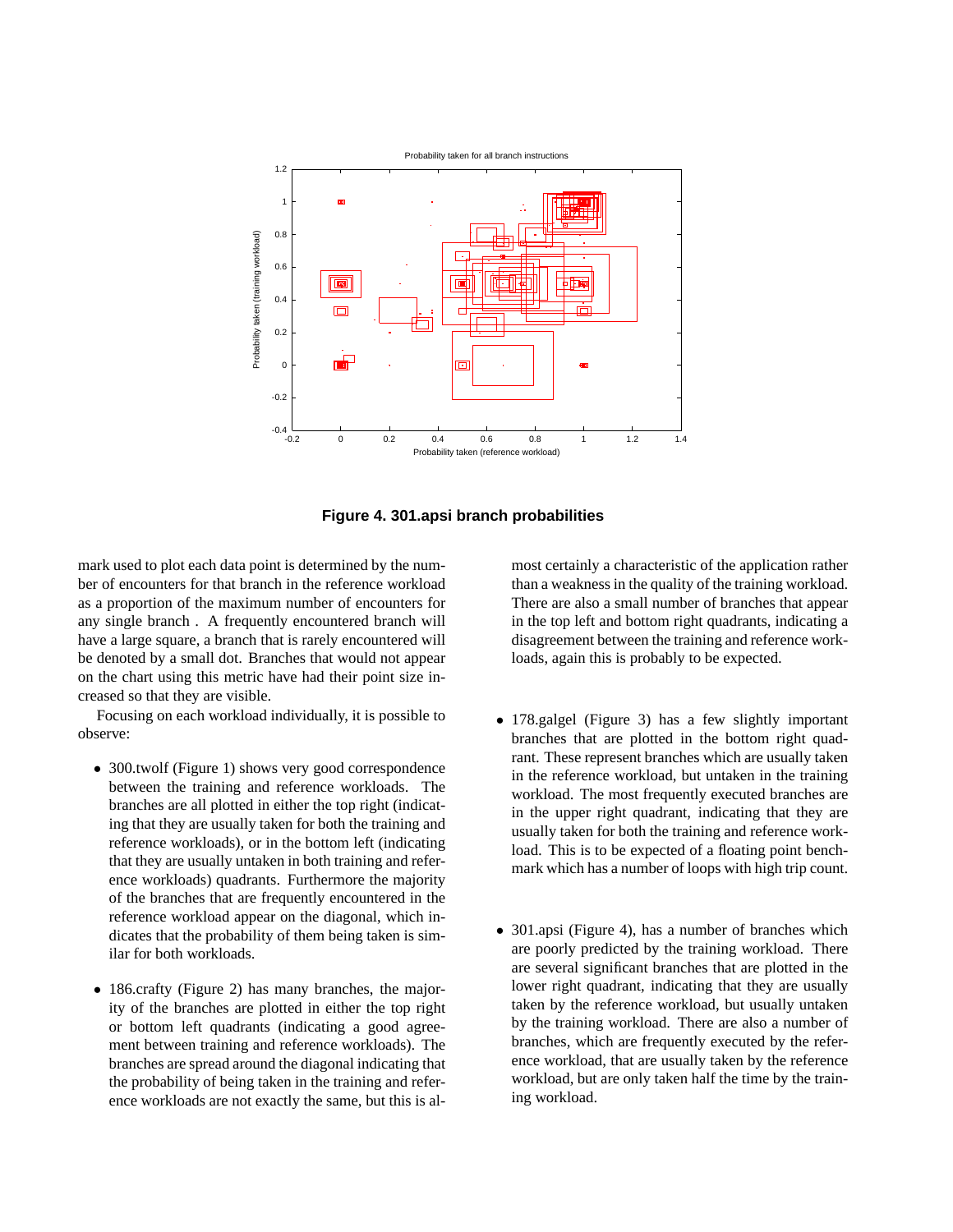**Figure 4. 301.apsi branch probabilities**

mark used to plot each data point is determined by the number of encounters for that branch in the reference workload as a proportion of the maximum number of encounters for any single branch . A frequently encountered branch will have a large square, a branch that is rarely encountered will be denoted by a small dot. Branches that would not appear on the chart using this metric have had their point size increased so that they are visible.

Focusing on each workload individually, it is possible to observe:

- 300.twolf (Figure 1) shows very good correspondence between the training and reference workloads. The branches are all plotted in either the top right (indicating that they are usually taken for both the training and reference workloads), or in the bottom left (indicating that they are usually untaken in both training and reference workloads) quadrants. Furthermore the majority of the branches that are frequently encountered in the reference workload appear on the diagonal, which indicates that the probability of them being taken is similar for both workloads.

- 186.crafty (Figure 2) has many branches, the majority of the branches are plotted in either the top right or bottom left quadrants (indicating a good agreement between training and reference workloads). The branches are spread around the diagonal indicating that the probability of being taken in the training and reference workloads are not exactly the same, but this is almost certainly a characteristic of the application rather than a weakness in the quality of the training workload. There are also a small number of branches that appear in the top left and bottom right quadrants, indicating a disagreement between the training and reference workloads, again this is probably to be expected.

- 178.galgel (Figure 3) has a few slightly important branches that are plotted in the bottom right quadrant. These represent branches which are usually taken in the reference workload, but untaken in the training workload. The most frequently executed branches are in the upper right quadrant, indicating that they are usually taken for both the training and reference workload. This is to be expected of a floating point benchmark which has a number of loops with high trip count.

- 301.apsi (Figure 4), has a number of branches which are poorly predicted by the training workload. There are several significant branches that are plotted in the lower right quadrant, indicating that they are usually taken by the reference workload, but usually untaken by the training workload. There are also a number of branches, which are frequently executed by the reference workload, that are usually taken by the reference workload, but are only taken half the time by the training workload.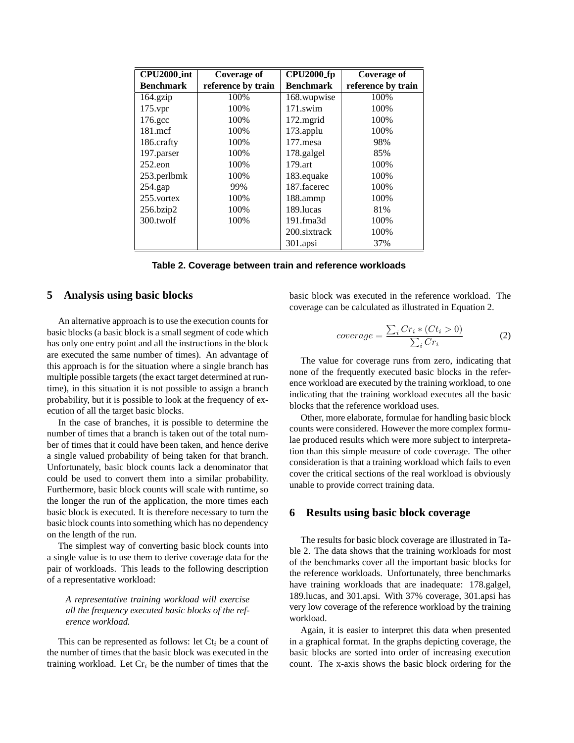| CPU2000_int Benchmark | Coverage of reference by train | CPU2000_fp Benchmark | Coverage of reference by train |
|---|---|---|---|
| 164.gzip | 100% | 168.wupwise | 100% |
| 175.vpr | 100% | 171.swim | 100% |
| 176.gcc | 100% | 172.mgrid | 100% |
| 181.mcf | 100% | 173.applu | 100% |
| 186.crafty | 100% | 177.mesa | 98% |
| 197.parser | 100% | 178.galgel | 85% |
| 252.eon | 100% | 179.art | 100% |
| 253.perlbmk | 100% | 183.equake | 100% |
| 254.gap | 99% | 187.facerec | 100% |
| 255.vortex | 100% | 188.ammp | 100% |
| 256.bzip2 | 100% | 189.lucas | 81% |
| 300.twolf | 100% | 191.fma3d | 100% |
| | | 200.sixtrack | 100% |
| | | 301.apsi | 37% |

**Table 2. Coverage between train and reference workloads**

## 5 Analysis using basic blocks

An alternative approach is to use the execution counts for basic blocks (a basic block is a small segment of code which has only one entry point and all the instructions in the block are executed the same number of times). An advantage of this approach is for the situation where a single branch has multiple possible targets (the exact target determined at runtime), in this situation it is not possible to assign a branch probability, but it is possible to look at the frequency of execution of all the target basic blocks.

In the case of branches, it is possible to determine the number of times that a branch is taken out of the total number of times that it could have been taken, and hence derive a single valued probability of being taken for that branch. Unfortunately, basic block counts lack a denominator that could be used to convert them into a similar probability. Furthermore, basic block counts will scale with runtime, so the longer the run of the application, the more times each basic block is executed. It is therefore necessary to turn the basic block counts into something which has no dependency on the length of the run.

The simplest way of converting basic block counts into a single value is to use them to derive coverage data for the pair of workloads. This leads to the following description of a representative workload:

> *A representative training workload will exercise all the frequency executed basic blocks of the reference workload.*

This can be represented as follows: let $Ct_i$ be a count of the number of times that the basic block was executed in the training workload. Let $Cr_i$ be the number of times that the basic block was executed in the reference workload. The coverage can be calculated as illustrated in Equation 2.

$$coverage = \frac{\sum_i Cr_i * (Ct_i > 0)}{\sum_i Cr_i} \tag{2}$$

The value for coverage runs from zero, indicating that none of the frequently executed basic blocks in the reference workload are executed by the training workload, to one indicating that the training workload executes all the basic blocks that the reference workload uses.

Other, more elaborate, formulae for handling basic block counts were considered. However the more complex formulae produced results which were more subject to interpretation than this simple measure of code coverage. The other consideration is that a training workload which fails to even cover the critical sections of the real workload is obviously unable to provide correct training data.

## 6 Results using basic block coverage

The results for basic block coverage are illustrated in Table 2. The data shows that the training workloads for most of the benchmarks cover all the important basic blocks for the reference workloads. Unfortunately, three benchmarks have training workloads that are inadequate: 178.galgel, 189.lucas, and 301.apsi. With 37% coverage, 301.apsi has very low coverage of the reference workload by the training workload.

Again, it is easier to interpret this data when presented in a graphical format. In the graphs depicting coverage, the basic blocks are sorted into order of increasing execution count. The x-axis shows the basic block ordering for the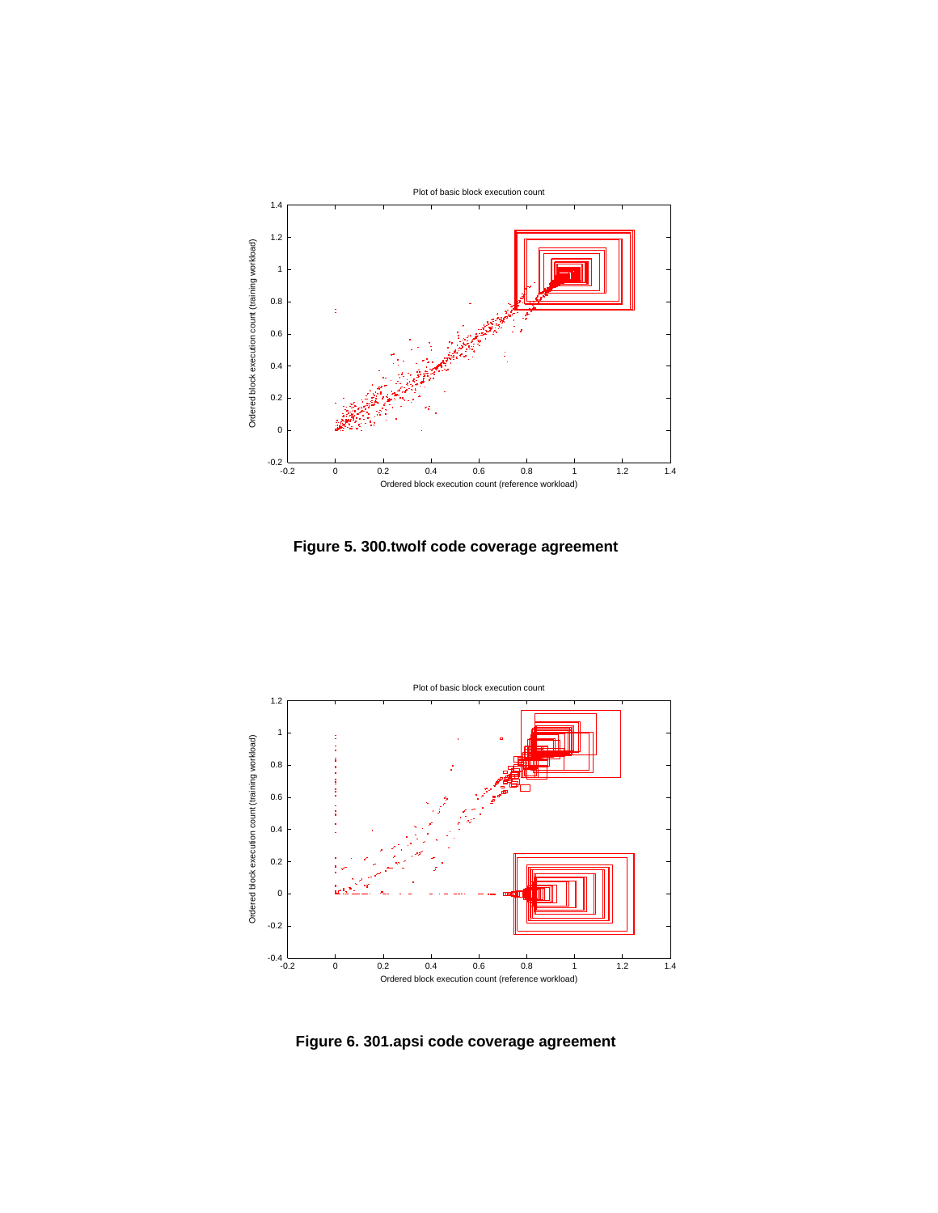**Figure 5. 300.twolf code coverage agreement**

**Figure 6. 301.apsi code coverage agreement**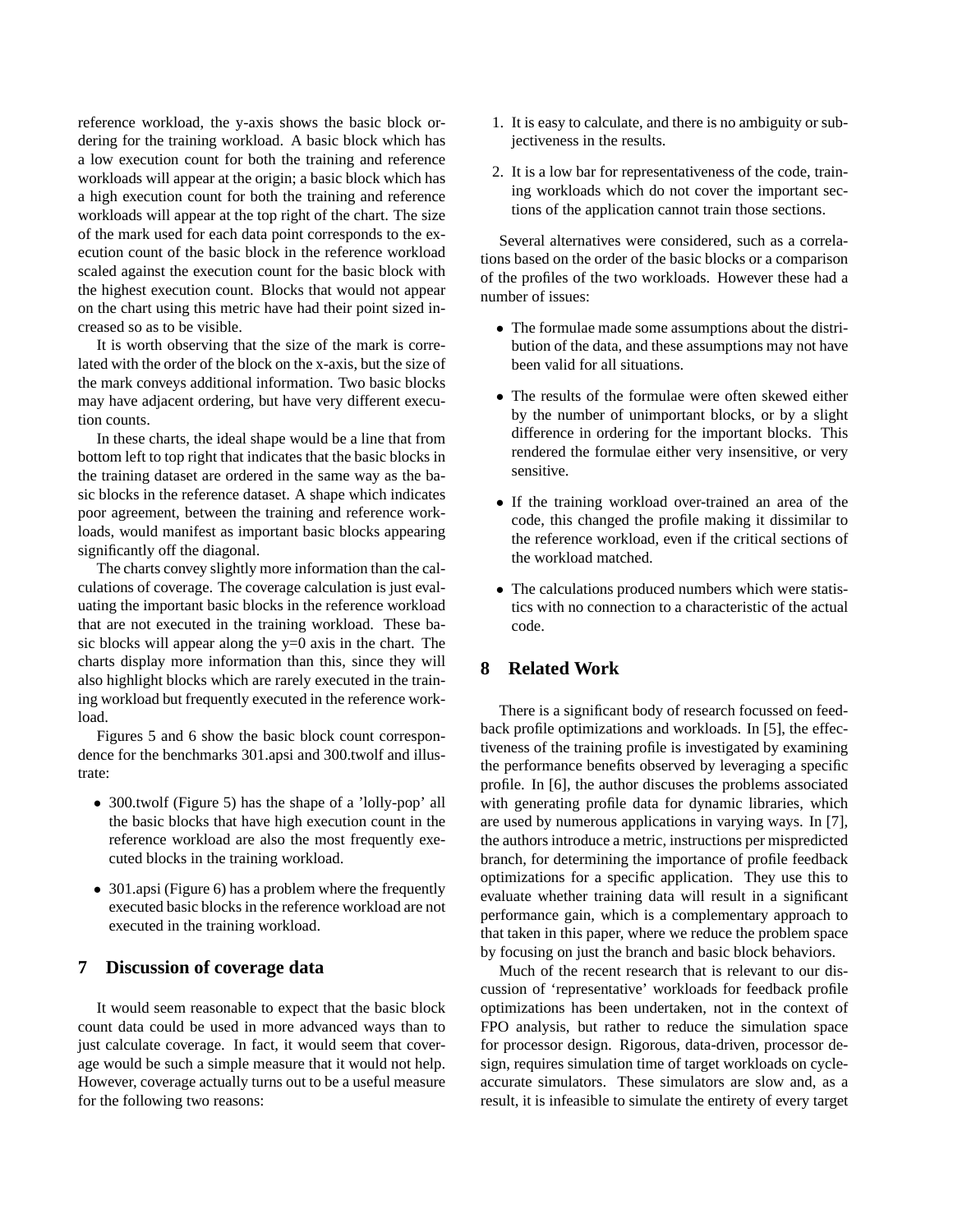reference workload, the y-axis shows the basic block ordering for the training workload. A basic block which has a low execution count for both the training and reference workloads will appear at the origin; a basic block which has a high execution count for both the training and reference workloads will appear at the top right of the chart. The size of the mark used for each data point corresponds to the execution count of the basic block in the reference workload scaled against the execution count for the basic block with the highest execution count. Blocks that would not appear on the chart using this metric have had their point sized increased so as to be visible.

It is worth observing that the size of the mark is correlated with the order of the block on the x-axis, but the size of the mark conveys additional information. Two basic blocks may have adjacent ordering, but have very different execution counts.

In these charts, the ideal shape would be a line that from bottom left to top right that indicates that the basic blocks in the training dataset are ordered in the same way as the basic blocks in the reference dataset. A shape which indicates poor agreement, between the training and reference workloads, would manifest as important basic blocks appearing significantly off the diagonal.

The charts convey slightly more information than the calculations of coverage. The coverage calculation is just evaluating the important basic blocks in the reference workload that are not executed in the training workload. These basic blocks will appear along the y=0 axis in the chart. The charts display more information than this, since they will also highlight blocks which are rarely executed in the training workload but frequently executed in the reference workload.

Figures 5 and 6 show the basic block count correspondence for the benchmarks 301.apsi and 300.twolf and illustrate:

- 300.twolf (Figure 5) has the shape of a 'lolly-pop' all the basic blocks that have high execution count in the reference workload are also the most frequently executed blocks in the training workload.
- 301.apsi (Figure 6) has a problem where the frequently executed basic blocks in the reference workload are not executed in the training workload.

## 7 Discussion of coverage data

It would seem reasonable to expect that the basic block count data could be used in more advanced ways than to just calculate coverage. In fact, it would seem that coverage would be such a simple measure that it would not help. However, coverage actually turns out to be a useful measure for the following two reasons:

1. It is easy to calculate, and there is no ambiguity or subjectiveness in the results.
2. It is a low bar for representativeness of the code, training workloads which do not cover the important sections of the application cannot train those sections.

Several alternatives were considered, such as a correlations based on the order of the basic blocks or a comparison of the profiles of the two workloads. However these had a number of issues:

- The formulae made some assumptions about the distribution of the data, and these assumptions may not have been valid for all situations.
- The results of the formulae were often skewed either by the number of unimportant blocks, or by a slight difference in ordering for the important blocks. This rendered the formulae either very insensitive, or very sensitive.
- If the training workload over-trained an area of the code, this changed the profile making it dissimilar to the reference workload, even if the critical sections of the workload matched.
- The calculations produced numbers which were statistics with no connection to a characteristic of the actual code.

## 8 Related Work

There is a significant body of research focussed on feedback profile optimizations and workloads. In [5], the effectiveness of the training profile is investigated by examining the performance benefits observed by leveraging a specific profile. In [6], the author discuses the problems associated with generating profile data for dynamic libraries, which are used by numerous applications in varying ways. In [7], the authors introduce a metric, instructions per mispredicted branch, for determining the importance of profile feedback optimizations for a specific application. They use this to evaluate whether training data will result in a significant performance gain, which is a complementary approach to that taken in this paper, where we reduce the problem space by focusing on just the branch and basic block behaviors.

Much of the recent research that is relevant to our discussion of 'representative' workloads for feedback profile optimizations has been undertaken, not in the context of FPO analysis, but rather to reduce the simulation space for processor design. Rigorous, data-driven, processor design, requires simulation time of target workloads on cycle-accurate simulators. These simulators are slow and, as a result, it is infeasible to simulate the entirety of every target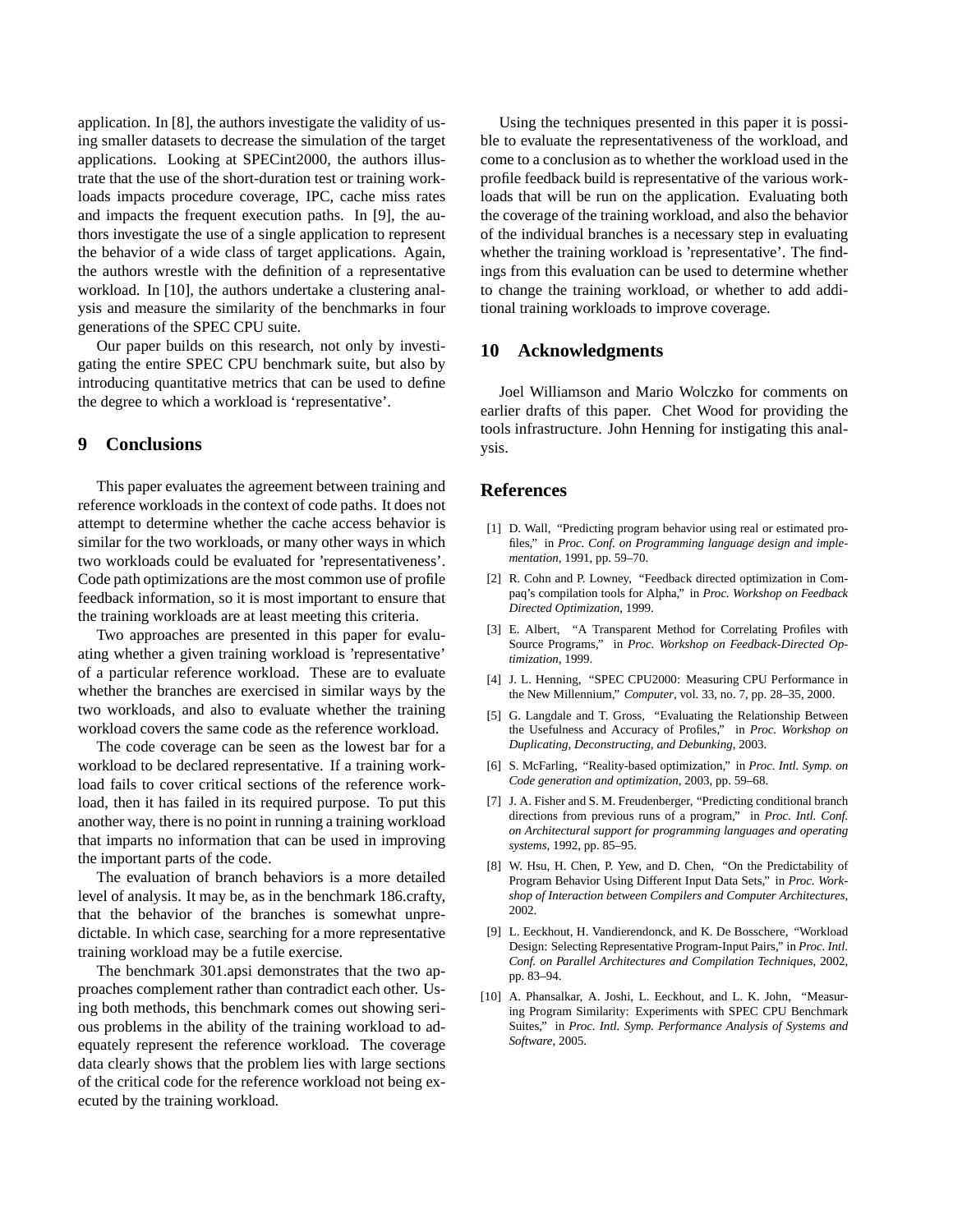application. In [8], the authors investigate the validity of using smaller datasets to decrease the simulation of the target applications. Looking at SPECint2000, the authors illustrate that the use of the short-duration test or training workloads impacts procedure coverage, IPC, cache miss rates and impacts the frequent execution paths. In [9], the authors investigate the use of a single application to represent the behavior of a wide class of target applications. Again, the authors wrestle with the definition of a representative workload. In [10], the authors undertake a clustering analysis and measure the similarity of the benchmarks in four generations of the SPEC CPU suite.

Our paper builds on this research, not only by investigating the entire SPEC CPU benchmark suite, but also by introducing quantitative metrics that can be used to define the degree to which a workload is 'representative'.

## 9 Conclusions

This paper evaluates the agreement between training and reference workloads in the context of code paths. It does not attempt to determine whether the cache access behavior is similar for the two workloads, or many other ways in which two workloads could be evaluated for 'representativeness'. Code path optimizations are the most common use of profile feedback information, so it is most important to ensure that the training workloads are at least meeting this criteria.

Two approaches are presented in this paper for evaluating whether a given training workload is 'representative' of a particular reference workload. These are to evaluate whether the branches are exercised in similar ways by the two workloads, and also to evaluate whether the training workload covers the same code as the reference workload.

The code coverage can be seen as the lowest bar for a workload to be declared representative. If a training workload fails to cover critical sections of the reference workload, then it has failed in its required purpose. To put this another way, there is no point in running a training workload that imparts no information that can be used in improving the important parts of the code.

The evaluation of branch behaviors is a more detailed level of analysis. It may be, as in the benchmark 186.crafty, that the behavior of the branches is somewhat unpredictable. In which case, searching for a more representative training workload may be a futile exercise.

The benchmark 301.apsi demonstrates that the two approaches complement rather than contradict each other. Using both methods, this benchmark comes out showing serious problems in the ability of the training workload to adequately represent the reference workload. The coverage data clearly shows that the problem lies with large sections of the critical code for the reference workload not being executed by the training workload.

Using the techniques presented in this paper it is possible to evaluate the representativeness of the workload, and come to a conclusion as to whether the workload used in the profile feedback build is representative of the various workloads that will be run on the application. Evaluating both the coverage of the training workload, and also the behavior of the individual branches is a necessary step in evaluating whether the training workload is 'representative'. The findings from this evaluation can be used to determine whether to change the training workload, or whether to add additional training workloads to improve coverage.

## 10 Acknowledgments

Joel Williamson and Mario Wolczko for comments on earlier drafts of this paper. Chet Wood for providing the tools infrastructure. John Henning for instigating this analysis.

## References

[1] D. Wall, "Predicting program behavior using real or estimated profiles," in *Proc. Conf. on Programming language design and implementation*, 1991, pp. 59–70.

[2] R. Cohn and P. Lowney, "Feedback directed optimization in Compaq's compilation tools for Alpha," in *Proc. Workshop on Feedback Directed Optimization*, 1999.

[3] E. Albert, "A Transparent Method for Correlating Profiles with Source Programs," in *Proc. Workshop on Feedback-Directed Optimization*, 1999.

[4] J. L. Henning, "SPEC CPU2000: Measuring CPU Performance in the New Millennium," *Computer*, vol. 33, no. 7, pp. 28–35, 2000.

[5] G. Langdale and T. Gross, "Evaluating the Relationship Between the Usefulness and Accuracy of Profiles," in *Proc. Workshop on Duplicating, Deconstructing, and Debunking*, 2003.

[6] S. McFarling, "Reality-based optimization," in *Proc. Intl. Symp. on Code generation and optimization*, 2003, pp. 59–68.

[7] J. A. Fisher and S. M. Freudenberger, "Predicting conditional branch directions from previous runs of a program," in *Proc. Intl. Conf. on Architectural support for programming languages and operating systems*, 1992, pp. 85–95.

[8] W. Hsu, H. Chen, P. Yew, and D. Chen, "On the Predictability of Program Behavior Using Different Input Data Sets," in *Proc. Workshop of Interaction between Compilers and Computer Architectures*, 2002.

[9] L. Eeckhout, H. Vandierendonck, and K. De Bosschere, "Workload Design: Selecting Representative Program-Input Pairs," in *Proc. Intl. Conf. on Parallel Architectures and Compilation Techniques*, 2002, pp. 83–94.

[10] A. Phansalkar, A. Joshi, L. Eeckhout, and L. K. John, "Measuring Program Similarity: Experiments with SPEC CPU Benchmark Suites," in *Proc. Intl. Symp. Performance Analysis of Systems and Software*, 2005.